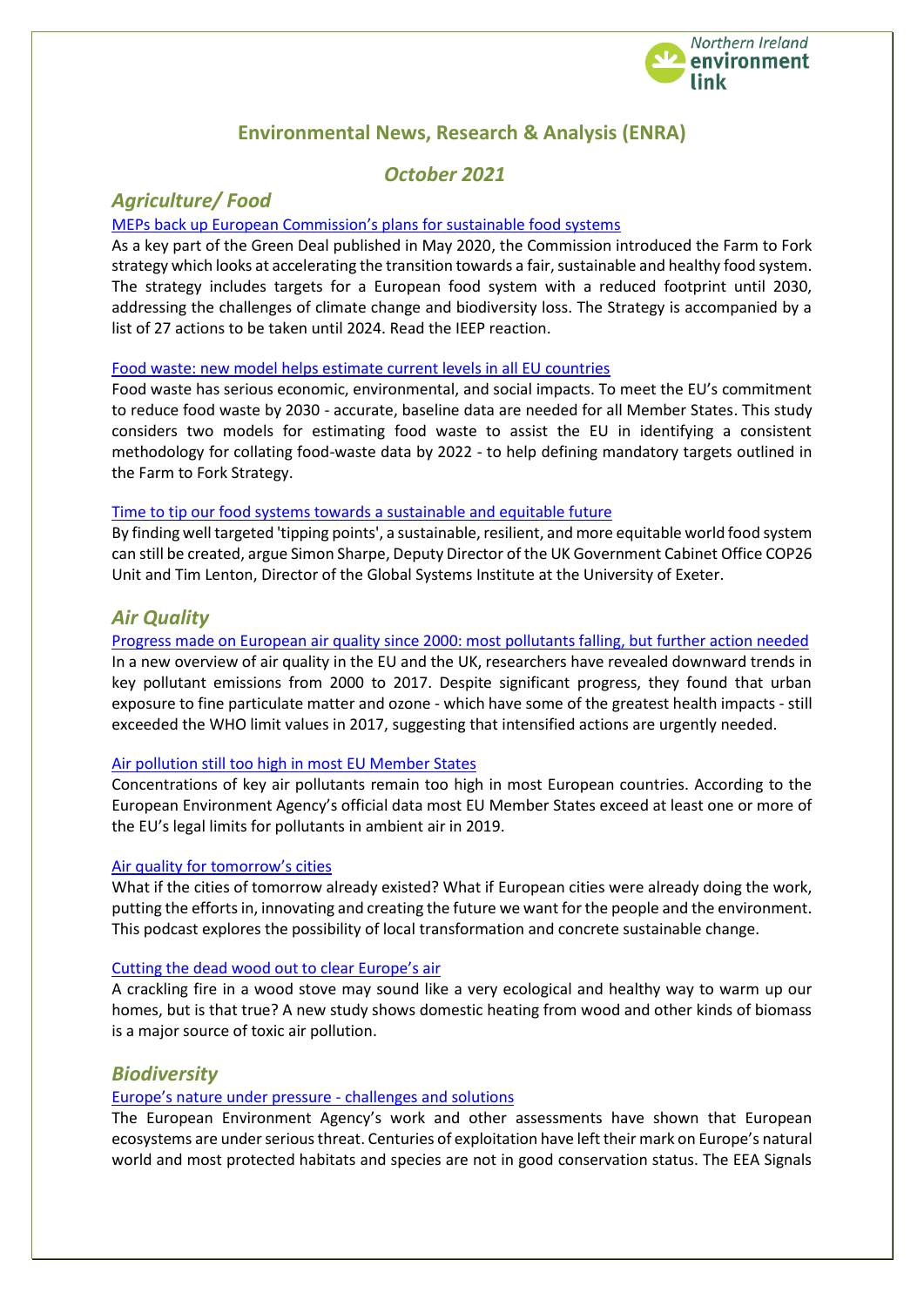Northern Ireland environment link

# Environmental News, Research & Analysis (ENRA)

## *October 2021*

## *Agriculture/ Food*

[MEPs back up European Commission's plans for sustainable food systems]

As a key part of the Green Deal published in May 2020, the Commission introduced the Farm to Fork strategy which looks at accelerating the transition towards a fair, sustainable and healthy food system. The strategy includes targets for a European food system with a reduced footprint until 2030, addressing the challenges of climate change and biodiversity loss. The Strategy is accompanied by a list of 27 actions to be taken until 2024. Read the IEEP reaction.

[Food waste: new model helps estimate current levels in all EU countries]

Food waste has serious economic, environmental, and social impacts. To meet the EU's commitment to reduce food waste by 2030 - accurate, baseline data are needed for all Member States. This study considers two models for estimating food waste to assist the EU in identifying a consistent methodology for collating food-waste data by 2022 - to help defining mandatory targets outlined in the Farm to Fork Strategy.

[Time to tip our food systems towards a sustainable and equitable future]

By finding well targeted 'tipping points', a sustainable, resilient, and more equitable world food system can still be created, argue Simon Sharpe, Deputy Director of the UK Government Cabinet Office COP26 Unit and Tim Lenton, Director of the Global Systems Institute at the University of Exeter.

## *Air Quality*

[Progress made on European air quality since 2000: most pollutants falling, but further action needed]

In a new overview of air quality in the EU and the UK, researchers have revealed downward trends in key pollutant emissions from 2000 to 2017. Despite significant progress, they found that urban exposure to fine particulate matter and ozone - which have some of the greatest health impacts - still exceeded the WHO limit values in 2017, suggesting that intensified actions are urgently needed.

[Air pollution still too high in most EU Member States]

Concentrations of key air pollutants remain too high in most European countries. According to the European Environment Agency's official data most EU Member States exceed at least one or more of the EU's legal limits for pollutants in ambient air in 2019.

[Air quality for tomorrow's cities]

What if the cities of tomorrow already existed? What if European cities were already doing the work, putting the efforts in, innovating and creating the future we want for the people and the environment. This podcast explores the possibility of local transformation and concrete sustainable change.

[Cutting the dead wood out to clear Europe's air]

A crackling fire in a wood stove may sound like a very ecological and healthy way to warm up our homes, but is that true? A new study shows domestic heating from wood and other kinds of biomass is a major source of toxic air pollution.

## *Biodiversity*

[Europe's nature under pressure - challenges and solutions]

The European Environment Agency's work and other assessments have shown that European ecosystems are under serious threat. Centuries of exploitation have left their mark on Europe's natural world and most protected habitats and species are not in good conservation status. The EEA Signals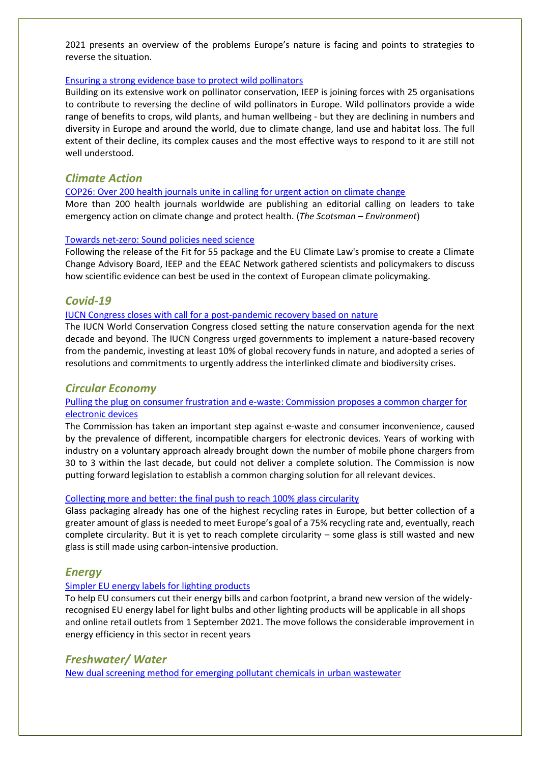2021 presents an overview of the problems Europe's nature is facing and points to strategies to reverse the situation.

[Ensuring a strong evidence base to protect wild pollinators]

Building on its extensive work on pollinator conservation, IEEP is joining forces with 25 organisations to contribute to reversing the decline of wild pollinators in Europe. Wild pollinators provide a wide range of benefits to crops, wild plants, and human wellbeing - but they are declining in numbers and diversity in Europe and around the world, due to climate change, land use and habitat loss. The full extent of their decline, its complex causes and the most effective ways to respond to it are still not well understood.

## *Climate Action*

[COP26: Over 200 health journals unite in calling for urgent action on climate change]

More than 200 health journals worldwide are publishing an editorial calling on leaders to take emergency action on climate change and protect health. (*The Scotsman – Environment*)

[Towards net-zero: Sound policies need science]

Following the release of the Fit for 55 package and the EU Climate Law's promise to create a Climate Change Advisory Board, IEEP and the EEAC Network gathered scientists and policymakers to discuss how scientific evidence can best be used in the context of European climate policymaking.

## *Covid-19*

[IUCN Congress closes with call for a post-pandemic recovery based on nature]

The IUCN World Conservation Congress closed setting the nature conservation agenda for the next decade and beyond. The IUCN Congress urged governments to implement a nature-based recovery from the pandemic, investing at least 10% of global recovery funds in nature, and adopted a series of resolutions and commitments to urgently address the interlinked climate and biodiversity crises.

## *Circular Economy*

[Pulling the plug on consumer frustration and e-waste: Commission proposes a common charger for electronic devices]

The Commission has taken an important step against e-waste and consumer inconvenience, caused by the prevalence of different, incompatible chargers for electronic devices. Years of working with industry on a voluntary approach already brought down the number of mobile phone chargers from 30 to 3 within the last decade, but could not deliver a complete solution. The Commission is now putting forward legislation to establish a common charging solution for all relevant devices.

[Collecting more and better: the final push to reach 100% glass circularity]

Glass packaging already has one of the highest recycling rates in Europe, but better collection of a greater amount of glass is needed to meet Europe's goal of a 75% recycling rate and, eventually, reach complete circularity. But it is yet to reach complete circularity – some glass is still wasted and new glass is still made using carbon-intensive production.

## *Energy*

[Simpler EU energy labels for lighting products]

To help EU consumers cut their energy bills and carbon footprint, a brand new version of the widely-recognised EU energy label for light bulbs and other lighting products will be applicable in all shops and online retail outlets from 1 September 2021. The move follows the considerable improvement in energy efficiency in this sector in recent years

## *Freshwater/ Water*

[New dual screening method for emerging pollutant chemicals in urban wastewater]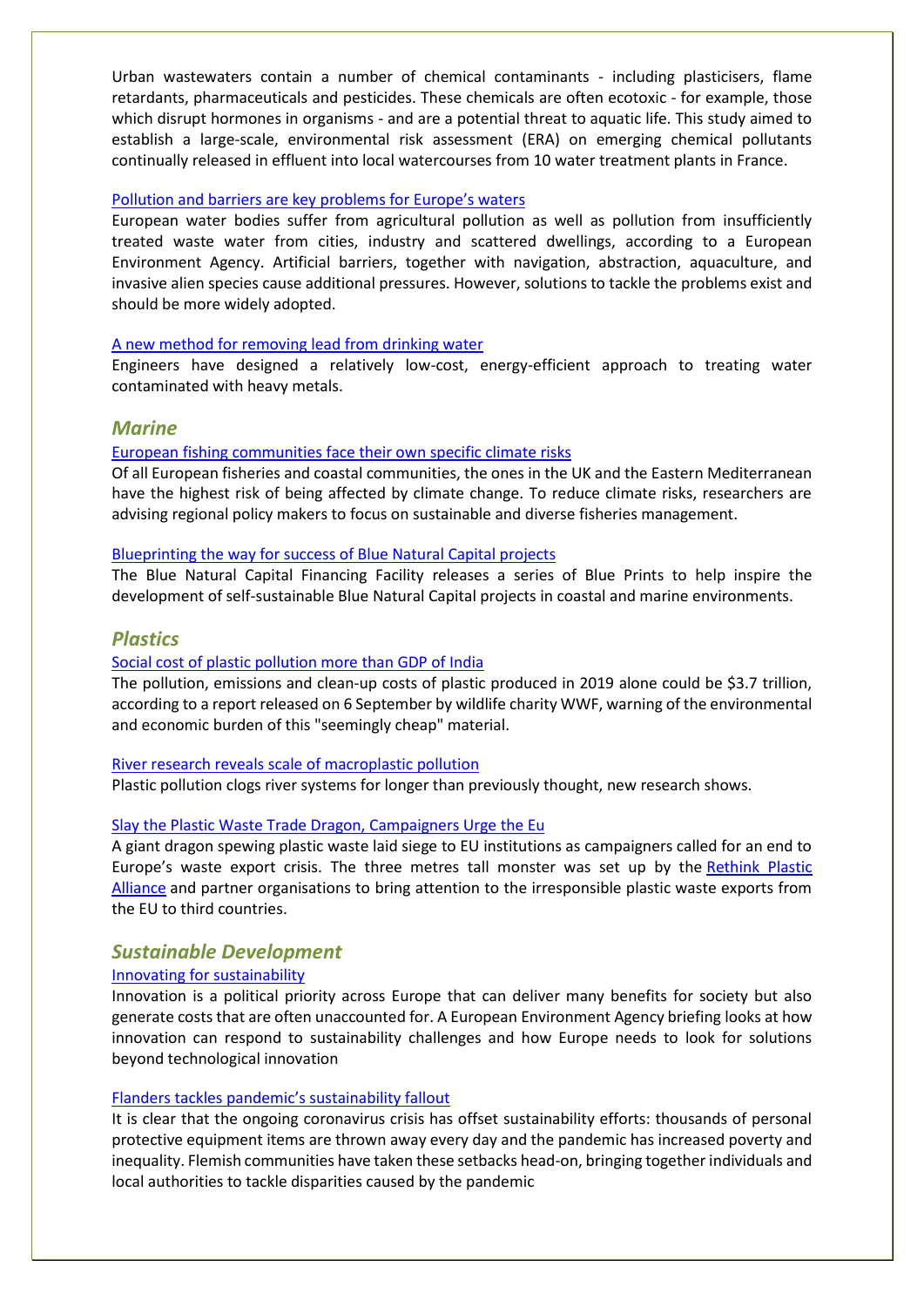Urban wastewaters contain a number of chemical contaminants - including plasticisers, flame retardants, pharmaceuticals and pesticides. These chemicals are often ecotoxic - for example, those which disrupt hormones in organisms - and are a potential threat to aquatic life. This study aimed to establish a large-scale, environmental risk assessment (ERA) on emerging chemical pollutants continually released in effluent into local watercourses from 10 water treatment plants in France.

Pollution and barriers are key problems for Europe's waters

European water bodies suffer from agricultural pollution as well as pollution from insufficiently treated waste water from cities, industry and scattered dwellings, according to a European Environment Agency. Artificial barriers, together with navigation, abstraction, aquaculture, and invasive alien species cause additional pressures. However, solutions to tackle the problems exist and should be more widely adopted.

A new method for removing lead from drinking water

Engineers have designed a relatively low-cost, energy-efficient approach to treating water contaminated with heavy metals.

## *Marine*

European fishing communities face their own specific climate risks

Of all European fisheries and coastal communities, the ones in the UK and the Eastern Mediterranean have the highest risk of being affected by climate change. To reduce climate risks, researchers are advising regional policy makers to focus on sustainable and diverse fisheries management.

Blueprinting the way for success of Blue Natural Capital projects

The Blue Natural Capital Financing Facility releases a series of Blue Prints to help inspire the development of self-sustainable Blue Natural Capital projects in coastal and marine environments.

## *Plastics*

Social cost of plastic pollution more than GDP of India

The pollution, emissions and clean-up costs of plastic produced in 2019 alone could be $3.7 trillion, according to a report released on 6 September by wildlife charity WWF, warning of the environmental and economic burden of this "seemingly cheap" material.

River research reveals scale of macroplastic pollution

Plastic pollution clogs river systems for longer than previously thought, new research shows.

Slay the Plastic Waste Trade Dragon, Campaigners Urge the Eu

A giant dragon spewing plastic waste laid siege to EU institutions as campaigners called for an end to Europe's waste export crisis. The three metres tall monster was set up by the Rethink Plastic Alliance and partner organisations to bring attention to the irresponsible plastic waste exports from the EU to third countries.

## *Sustainable Development*

Innovating for sustainability

Innovation is a political priority across Europe that can deliver many benefits for society but also generate costs that are often unaccounted for. A European Environment Agency briefing looks at how innovation can respond to sustainability challenges and how Europe needs to look for solutions beyond technological innovation

Flanders tackles pandemic's sustainability fallout

It is clear that the ongoing coronavirus crisis has offset sustainability efforts: thousands of personal protective equipment items are thrown away every day and the pandemic has increased poverty and inequality. Flemish communities have taken these setbacks head-on, bringing together individuals and local authorities to tackle disparities caused by the pandemic